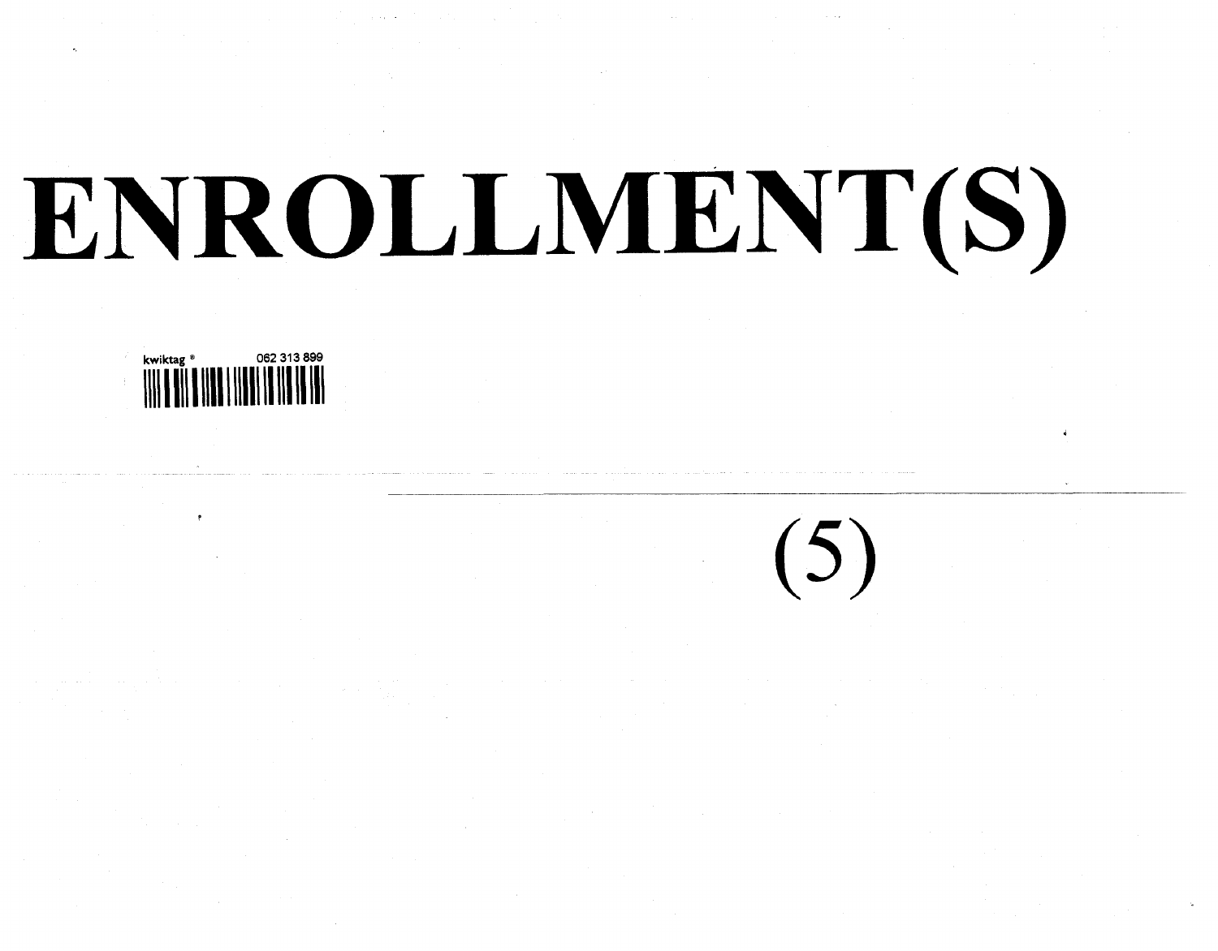# ENROLLMENT(S)

kwiktag ® 062 313 899

(5)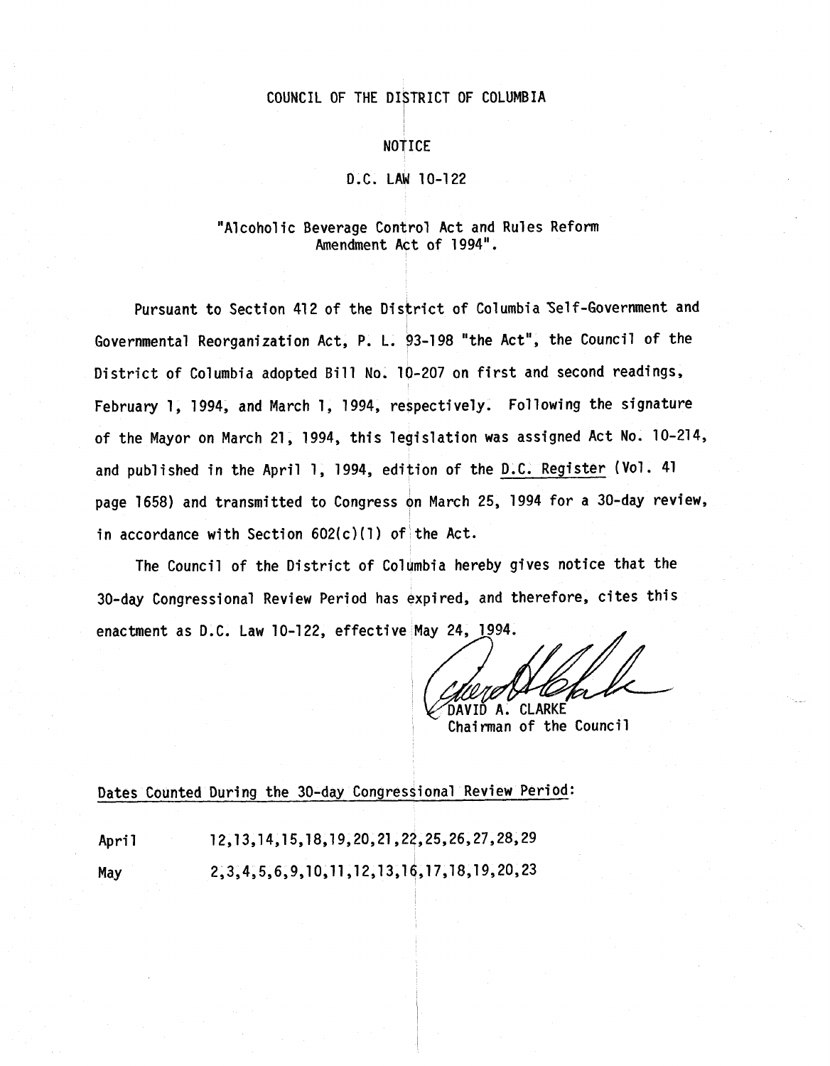COUNCIL OF THE DISTRICT OF COLUMBIA

NOTICE

D.C. LAW 10-122

"Alcoholic Beverage Control Act and Rules Reform Amendment Act of 1994".

Pursuant to Section 412 of the District of Columbia Self-Government and Governmental Reorganization Act, P. L. 93-198 "the Act", the Council of the District of Columbia adopted Bill No. 10-207 on first and second readings, February 1, 1994, and March 1, 1994, respectively. Following the signature of the Mayor on March 21, 1994, this legislation was assigned Act No. 10-214, and published in the April 1, 1994, edition of the D.C. Register (Vol. 41 page 1658) and transmitted to Congress on March 25, 1994 for a 30-day review, in accordance with Section 602(c)(1) of the Act.

The Council of the District of Columbia hereby gives notice that the 30-day Congressional Review Period has expired, and therefore, cites this enactment as D.C. Law 10-122, effective May 24, 1994.

DAVID A. CLARKE
Chairman of the Council

Dates Counted During the 30-day Congressional Review Period:

| | |
|---|---|
| April | 12,13,14,15,18,19,20,21,22,25,26,27,28,29 |
| May | 2,3,4,5,6,9,10,11,12,13,16,17,18,19,20,23 |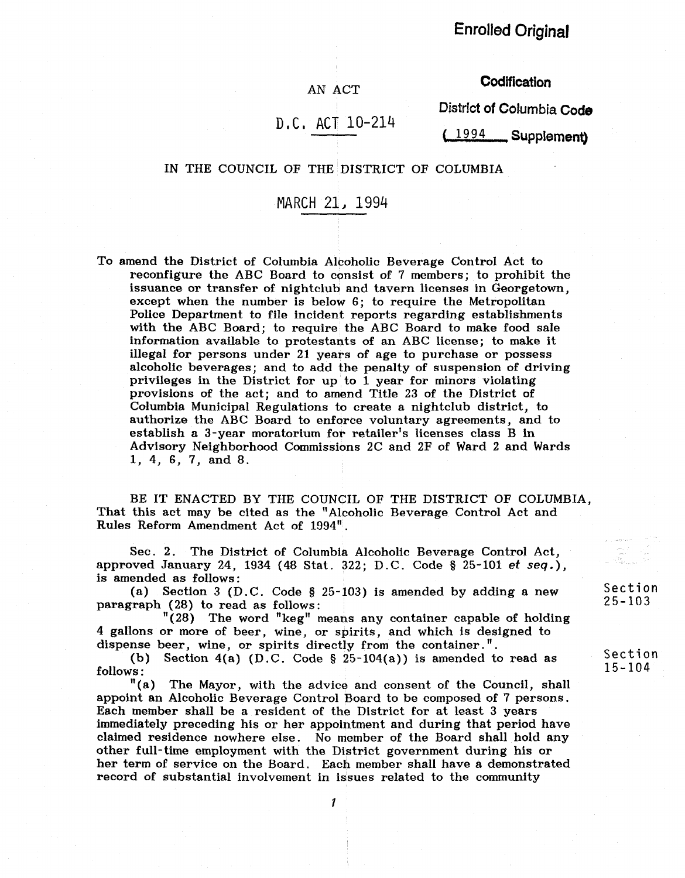Enrolled Original

AN ACT

D.C. ACT 10-214

Codification

District of Columbia Code

(1994 Supplement)

IN THE COUNCIL OF THE DISTRICT OF COLUMBIA

MARCH 21, 1994

To amend the District of Columbia Alcoholic Beverage Control Act to reconfigure the ABC Board to consist of 7 members; to prohibit the issuance or transfer of nightclub and tavern licenses in Georgetown, except when the number is below 6; to require the Metropolitan Police Department to file incident reports regarding establishments with the ABC Board; to require the ABC Board to make food sale information available to protestants of an ABC license; to make it illegal for persons under 21 years of age to purchase or possess alcoholic beverages; and to add the penalty of suspension of driving privileges in the District for up to 1 year for minors violating provisions of the act; and to amend Title 23 of the District of Columbia Municipal Regulations to create a nightclub district, to authorize the ABC Board to enforce voluntary agreements, and to establish a 3-year moratorium for retailer's licenses class B in Advisory Neighborhood Commissions 2C and 2F of Ward 2 and Wards 1, 4, 6, 7, and 8.

BE IT ENACTED BY THE COUNCIL OF THE DISTRICT OF COLUMBIA, That this act may be cited as the "Alcoholic Beverage Control Act and Rules Reform Amendment Act of 1994".

Sec. 2. The District of Columbia Alcoholic Beverage Control Act, approved January 24, 1934 (48 Stat. 322; D.C. Code § 25-101 *et seq.*), is amended as follows:

(a) Section 3 (D.C. Code § 25-103) is amended by adding a new paragraph (28) to read as follows: — Section 25-103

"(28) The word "keg" means any container capable of holding 4 gallons or more of beer, wine, or spirits, and which is designed to dispense beer, wine, or spirits directly from the container.".

(b) Section 4(a) (D.C. Code § 25-104(a)) is amended to read as follows: — Section 15-104

"(a) The Mayor, with the advice and consent of the Council, shall appoint an Alcoholic Beverage Control Board to be composed of 7 persons. Each member shall be a resident of the District for at least 3 years immediately preceding his or her appointment and during that period have claimed residence nowhere else. No member of the Board shall hold any other full-time employment with the District government during his or her term of service on the Board. Each member shall have a demonstrated record of substantial involvement in issues related to the community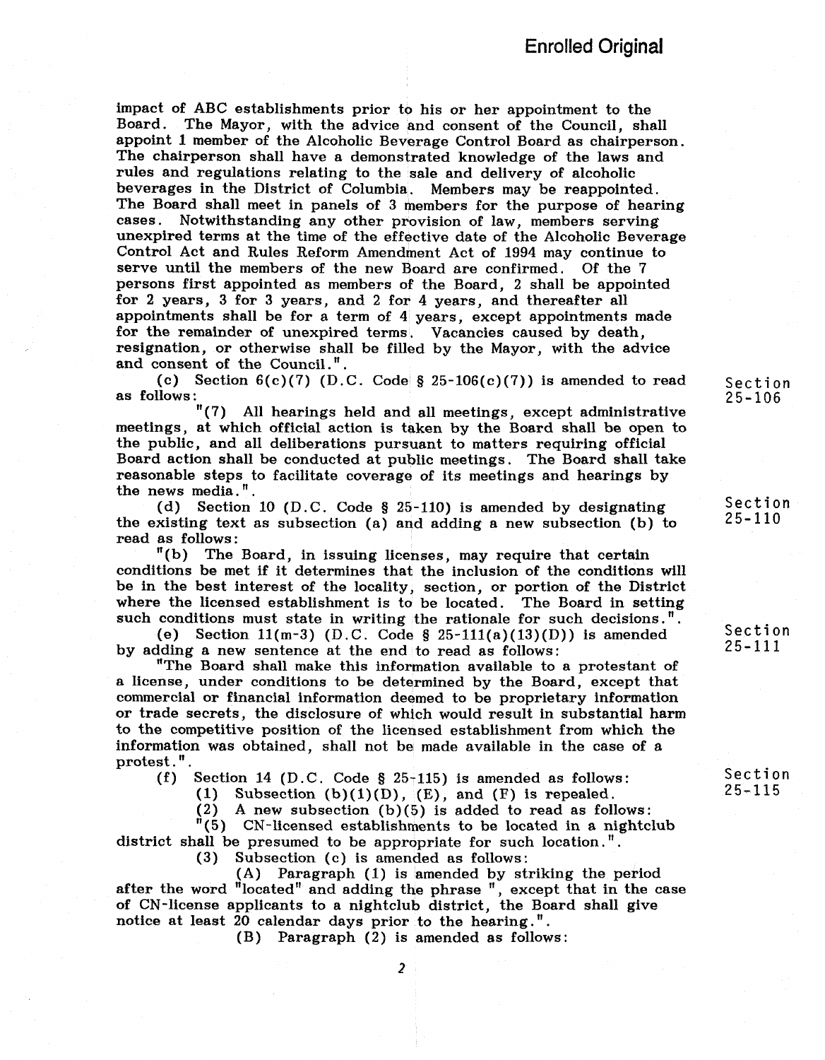impact of ABC establishments prior to his or her appointment to the Board. The Mayor, with the advice and consent of the Council, shall appoint 1 member of the Alcoholic Beverage Control Board as chairperson. The chairperson shall have a demonstrated knowledge of the laws and rules and regulations relating to the sale and delivery of alcoholic beverages in the District of Columbia. Members may be reappointed. The Board shall meet in panels of 3 members for the purpose of hearing cases. Notwithstanding any other provision of law, members serving unexpired terms at the time of the effective date of the Alcoholic Beverage Control Act and Rules Reform Amendment Act of 1994 may continue to serve until the members of the new Board are confirmed. Of the 7 persons first appointed as members of the Board, 2 shall be appointed for 2 years, 3 for 3 years, and 2 for 4 years, and thereafter all appointments shall be for a term of 4 years, except appointments made for the remainder of unexpired terms. Vacancies caused by death, resignation, or otherwise shall be filled by the Mayor, with the advice and consent of the Council.".

(c) Section 6(c)(7) (D.C. Code § 25-106(c)(7)) is amended to read as follows:

Section 25-106

"(7) All hearings held and all meetings, except administrative meetings, at which official action is taken by the Board shall be open to the public, and all deliberations pursuant to matters requiring official Board action shall be conducted at public meetings. The Board shall take reasonable steps to facilitate coverage of its meetings and hearings by the news media.".

(d) Section 10 (D.C. Code § 25-110) is amended by designating the existing text as subsection (a) and adding a new subsection (b) to read as follows:

Section 25-110

"(b) The Board, in issuing licenses, may require that certain conditions be met if it determines that the inclusion of the conditions will be in the best interest of the locality, section, or portion of the District where the licensed establishment is to be located. The Board in setting such conditions must state in writing the rationale for such decisions.".

(e) Section 11(m-3) (D.C. Code § 25-111(a)(13)(D)) is amended by adding a new sentence at the end to read as follows:

Section 25-111

"The Board shall make this information available to a protestant of a license, under conditions to be determined by the Board, except that commercial or financial information deemed to be proprietary information or trade secrets, the disclosure of which would result in substantial harm to the competitive position of the licensed establishment from which the information was obtained, shall not be made available in the case of a protest.".

(f) Section 14 (D.C. Code § 25-115) is amended as follows:

Section 25-115

(1) Subsection (b)(1)(D), (E), and (F) is repealed.

(2) A new subsection (b)(5) is added to read as follows:

"(5) CN-licensed establishments to be located in a nightclub district shall be presumed to be appropriate for such location.".

(3) Subsection (c) is amended as follows:

(A) Paragraph (1) is amended by striking the period after the word "located" and adding the phrase ", except that in the case of CN-license applicants to a nightclub district, the Board shall give notice at least 20 calendar days prior to the hearing.".

(B) Paragraph (2) is amended as follows: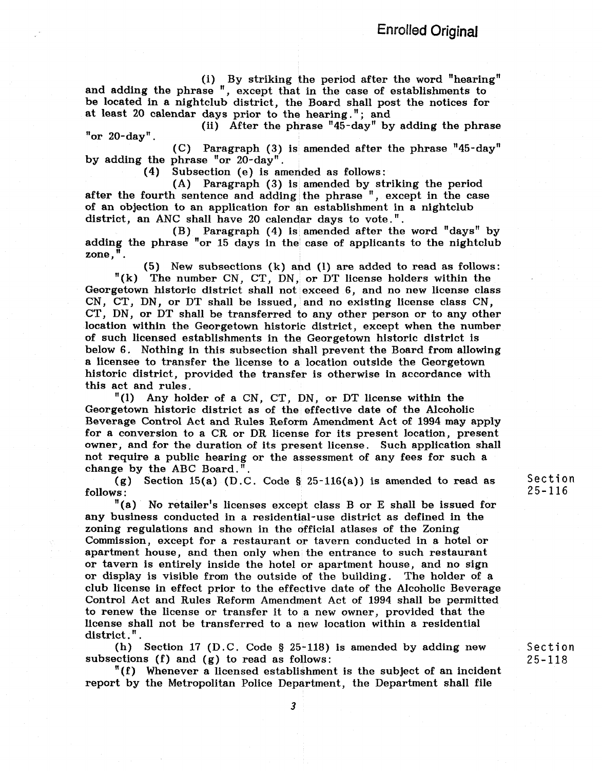(i) By striking the period after the word "hearing" and adding the phrase ", except that in the case of establishments to be located in a nightclub district, the Board shall post the notices for at least 20 calendar days prior to the hearing."; and

(ii) After the phrase "45-day" by adding the phrase "or 20-day".

(C) Paragraph (3) is amended after the phrase "45-day" by adding the phrase "or 20-day".

(4) Subsection (e) is amended as follows:

(A) Paragraph (3) is amended by striking the period after the fourth sentence and adding the phrase ", except in the case of an objection to an application for an establishment in a nightclub district, an ANC shall have 20 calendar days to vote.".

(B) Paragraph (4) is amended after the word "days" by adding the phrase "or 15 days in the case of applicants to the nightclub zone,".

(5) New subsections (k) and (l) are added to read as follows:

"(k) The number CN, CT, DN, or DT license holders within the Georgetown historic district shall not exceed 6, and no new license class CN, CT, DN, or DT shall be issued, and no existing license class CN, CT, DN, or DT shall be transferred to any other person or to any other location within the Georgetown historic district, except when the number of such licensed establishments in the Georgetown historic district is below 6. Nothing in this subsection shall prevent the Board from allowing a licensee to transfer the license to a location outside the Georgetown historic district, provided the transfer is otherwise in accordance with this act and rules.

"(l) Any holder of a CN, CT, DN, or DT license within the Georgetown historic district as of the effective date of the Alcoholic Beverage Control Act and Rules Reform Amendment Act of 1994 may apply for a conversion to a CR or DR license for its present location, present owner, and for the duration of its present license. Such application shall not require a public hearing or the assessment of any fees for such a change by the ABC Board.".

(g) Section 15(a) (D.C. Code § 25-116(a)) is amended to read as follows:

Section 25-116

"(a) No retailer's licenses except class B or E shall be issued for any business conducted in a residential-use district as defined in the zoning regulations and shown in the official atlases of the Zoning Commission, except for a restaurant or tavern conducted in a hotel or apartment house, and then only when the entrance to such restaurant or tavern is entirely inside the hotel or apartment house, and no sign or display is visible from the outside of the building. The holder of a club license in effect prior to the effective date of the Alcoholic Beverage Control Act and Rules Reform Amendment Act of 1994 shall be permitted to renew the license or transfer it to a new owner, provided that the license shall not be transferred to a new location within a residential district.".

(h) Section 17 (D.C. Code § 25-118) is amended by adding new subsections (f) and (g) to read as follows:

Section 25-118

"(f) Whenever a licensed establishment is the subject of an incident report by the Metropolitan Police Department, the Department shall file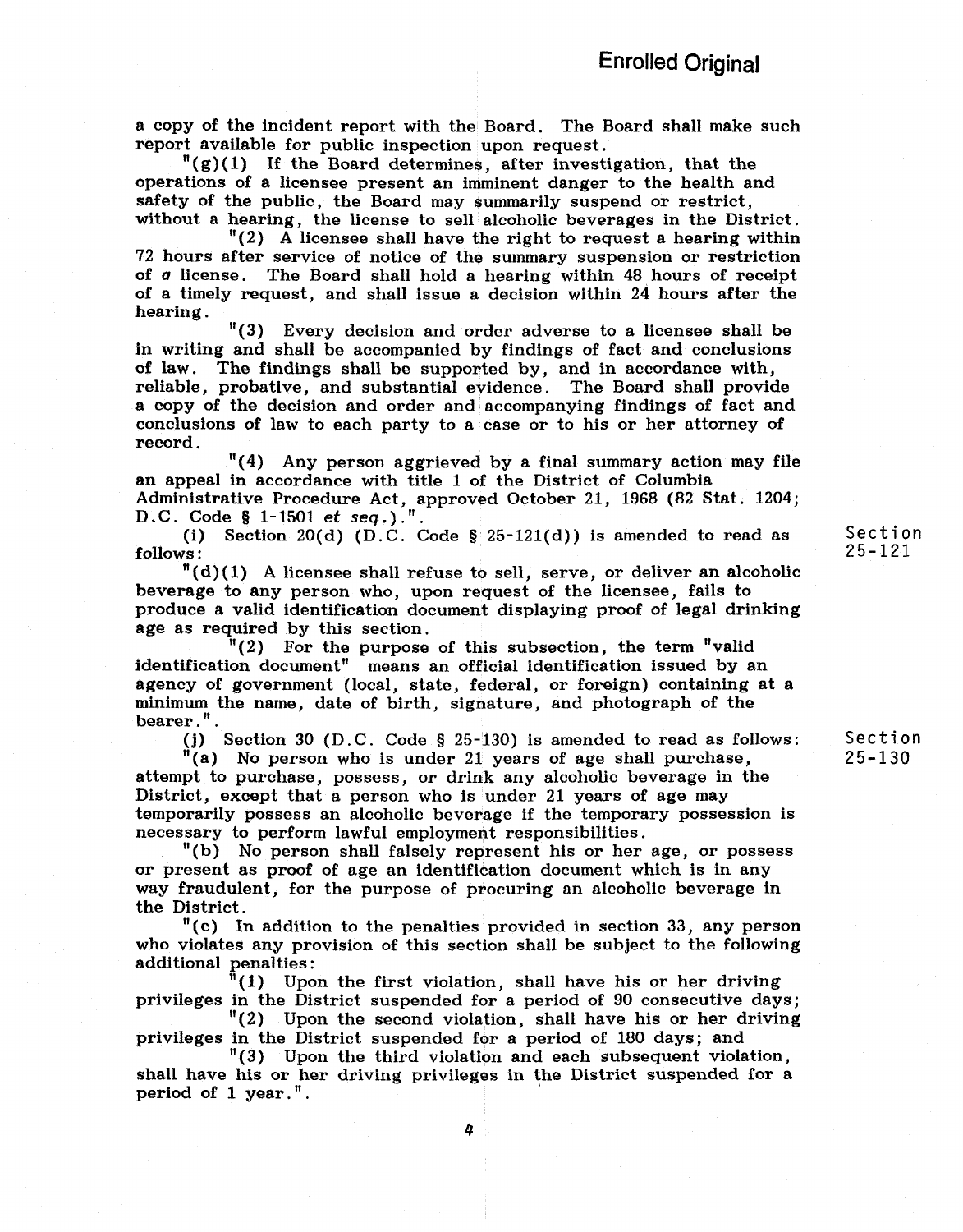a copy of the incident report with the Board. The Board shall make such report available for public inspection upon request.

"(g)(1) If the Board determines, after investigation, that the operations of a licensee present an imminent danger to the health and safety of the public, the Board may summarily suspend or restrict, without a hearing, the license to sell alcoholic beverages in the District.

"(2) A licensee shall have the right to request a hearing within 72 hours after service of notice of the summary suspension or restriction of *a* license. The Board shall hold a hearing within 48 hours of receipt of a timely request, and shall issue a decision within 24 hours after the hearing.

"(3) Every decision and order adverse to a licensee shall be in writing and shall be accompanied by findings of fact and conclusions of law. The findings shall be supported by, and in accordance with, reliable, probative, and substantial evidence. The Board shall provide a copy of the decision and order and accompanying findings of fact and conclusions of law to each party to a case or to his or her attorney of record.

"(4) Any person aggrieved by a final summary action may file an appeal in accordance with title 1 of the District of Columbia Administrative Procedure Act, approved October 21, 1968 (82 Stat. 1204; D.C. Code § 1-1501 *et seq.*).".

(i) Section 20(d) (D.C. Code § 25-121(d)) is amended to read as follows:

Section 25-121

"(d)(1) A licensee shall refuse to sell, serve, or deliver an alcoholic beverage to any person who, upon request of the licensee, fails to produce a valid identification document displaying proof of legal drinking age as required by this section.

"(2) For the purpose of this subsection, the term "valid identification document" means an official identification issued by an agency of government (local, state, federal, or foreign) containing at a minimum the name, date of birth, signature, and photograph of the bearer.".

(j) Section 30 (D.C. Code § 25-130) is amended to read as follows:

Section 25-130

"(a) No person who is under 21 years of age shall purchase, attempt to purchase, possess, or drink any alcoholic beverage in the District, except that a person who is under 21 years of age may temporarily possess an alcoholic beverage if the temporary possession is necessary to perform lawful employment responsibilities.

"(b) No person shall falsely represent his or her age, or possess or present as proof of age an identification document which is in any way fraudulent, for the purpose of procuring an alcoholic beverage in the District.

"(c) In addition to the penalties provided in section 33, any person who violates any provision of this section shall be subject to the following additional penalties:

"(1) Upon the first violation, shall have his or her driving privileges in the District suspended for a period of 90 consecutive days;

"(2) Upon the second violation, shall have his or her driving privileges in the District suspended for a period of 180 days; and

"(3) Upon the third violation and each subsequent violation, shall have his or her driving privileges in the District suspended for a period of 1 year.".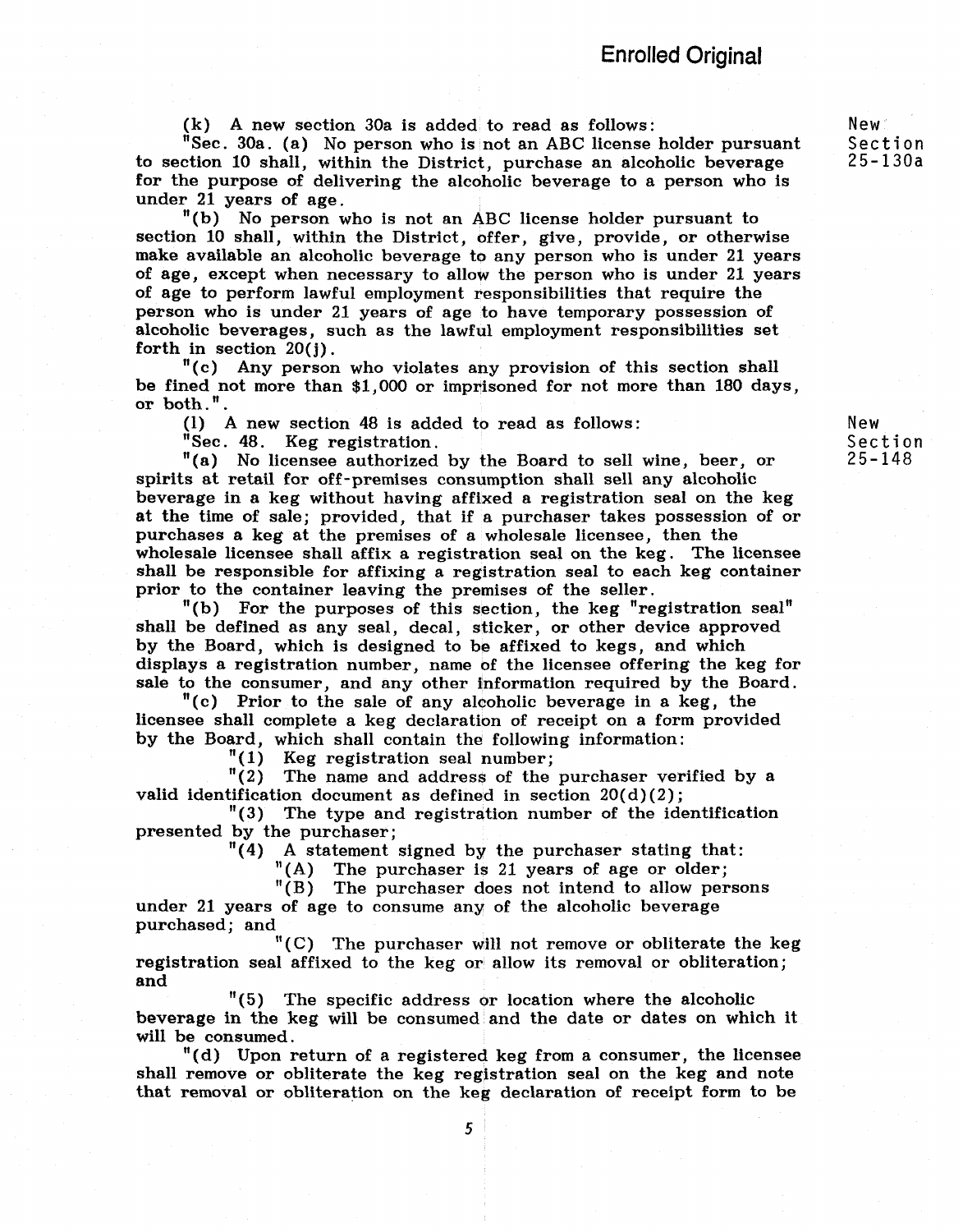Enrolled Original

(k) A new section 30a is added to read as follows:

New Section 25-130a

"Sec. 30a. (a) No person who is not an ABC license holder pursuant to section 10 shall, within the District, purchase an alcoholic beverage for the purpose of delivering the alcoholic beverage to a person who is under 21 years of age.

"(b) No person who is not an ABC license holder pursuant to section 10 shall, within the District, offer, give, provide, or otherwise make available an alcoholic beverage to any person who is under 21 years of age, except when necessary to allow the person who is under 21 years of age to perform lawful employment responsibilities that require the person who is under 21 years of age to have temporary possession of alcoholic beverages, such as the lawful employment responsibilities set forth in section 20(j).

"(c) Any person who violates any provision of this section shall be fined not more than $1,000 or imprisoned for not more than 180 days, or both.".

(l) A new section 48 is added to read as follows:

New Section 25-148

"Sec. 48. Keg registration.

"(a) No licensee authorized by the Board to sell wine, beer, or spirits at retail for off-premises consumption shall sell any alcoholic beverage in a keg without having affixed a registration seal on the keg at the time of sale; provided, that if a purchaser takes possession of or purchases a keg at the premises of a wholesale licensee, then the wholesale licensee shall affix a registration seal on the keg. The licensee shall be responsible for affixing a registration seal to each keg container prior to the container leaving the premises of the seller.

"(b) For the purposes of this section, the keg "registration seal" shall be defined as any seal, decal, sticker, or other device approved by the Board, which is designed to be affixed to kegs, and which displays a registration number, name of the licensee offering the keg for sale to the consumer, and any other information required by the Board.

"(c) Prior to the sale of any alcoholic beverage in a keg, the licensee shall complete a keg declaration of receipt on a form provided by the Board, which shall contain the following information:

"(1) Keg registration seal number;

"(2) The name and address of the purchaser verified by a valid identification document as defined in section 20(d)(2);

"(3) The type and registration number of the identification presented by the purchaser;

"(4) A statement signed by the purchaser stating that:

"(A) The purchaser is 21 years of age or older;

"(B) The purchaser does not intend to allow persons under 21 years of age to consume any of the alcoholic beverage purchased; and

"(C) The purchaser will not remove or obliterate the keg registration seal affixed to the keg or allow its removal or obliteration; and

"(5) The specific address or location where the alcoholic beverage in the keg will be consumed and the date or dates on which it will be consumed.

"(d) Upon return of a registered keg from a consumer, the licensee shall remove or obliterate the keg registration seal on the keg and note that removal or obliteration on the keg declaration of receipt form to be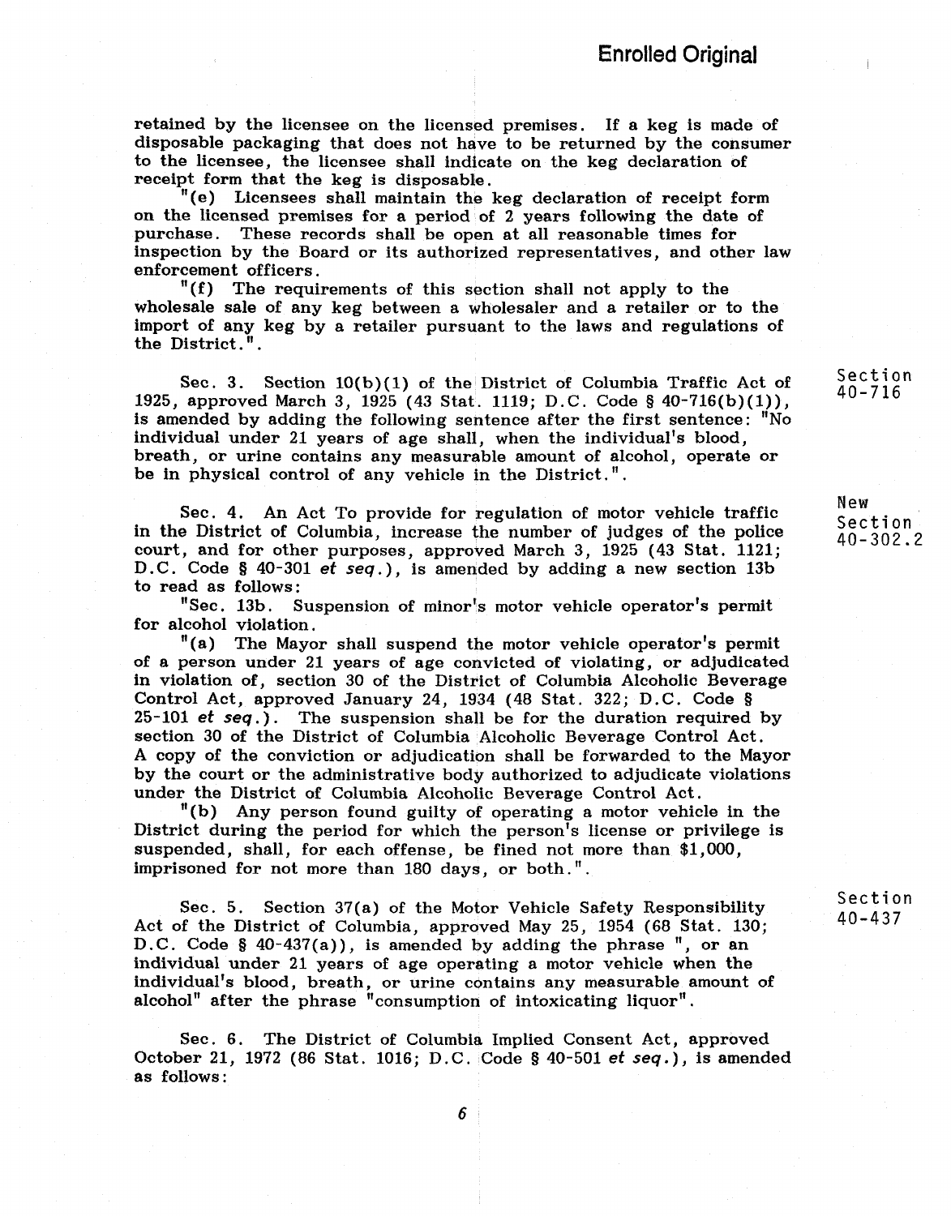retained by the licensee on the licensed premises. If a keg is made of disposable packaging that does not have to be returned by the consumer to the licensee, the licensee shall indicate on the keg declaration of receipt form that the keg is disposable.

"(e) Licensees shall maintain the keg declaration of receipt form on the licensed premises for a period of 2 years following the date of purchase. These records shall be open at all reasonable times for inspection by the Board or its authorized representatives, and other law enforcement officers.

"(f) The requirements of this section shall not apply to the wholesale sale of any keg between a wholesaler and a retailer or to the import of any keg by a retailer pursuant to the laws and regulations of the District.".

Section 40-716

Sec. 3. Section 10(b)(1) of the District of Columbia Traffic Act of 1925, approved March 3, 1925 (43 Stat. 1119; D.C. Code § 40-716(b)(1)), is amended by adding the following sentence after the first sentence: "No individual under 21 years of age shall, when the individual's blood, breath, or urine contains any measurable amount of alcohol, operate or be in physical control of any vehicle in the District.".

New Section 40-302.2

Sec. 4. An Act To provide for regulation of motor vehicle traffic in the District of Columbia, increase the number of judges of the police court, and for other purposes, approved March 3, 1925 (43 Stat. 1121; D.C. Code § 40-301 *et seq.*), is amended by adding a new section 13b to read as follows:

"Sec. 13b. Suspension of minor's motor vehicle operator's permit for alcohol violation.

"(a) The Mayor shall suspend the motor vehicle operator's permit of a person under 21 years of age convicted of violating, or adjudicated in violation of, section 30 of the District of Columbia Alcoholic Beverage Control Act, approved January 24, 1934 (48 Stat. 322; D.C. Code § 25-101 *et seq.*). The suspension shall be for the duration required by section 30 of the District of Columbia Alcoholic Beverage Control Act. A copy of the conviction or adjudication shall be forwarded to the Mayor by the court or the administrative body authorized to adjudicate violations under the District of Columbia Alcoholic Beverage Control Act.

"(b) Any person found guilty of operating a motor vehicle in the District during the period for which the person's license or privilege is suspended, shall, for each offense, be fined not more than $1,000, imprisoned for not more than 180 days, or both.".

Section 40-437

Sec. 5. Section 37(a) of the Motor Vehicle Safety Responsibility Act of the District of Columbia, approved May 25, 1954 (68 Stat. 130; D.C. Code § 40-437(a)), is amended by adding the phrase ", or an individual under 21 years of age operating a motor vehicle when the individual's blood, breath, or urine contains any measurable amount of alcohol" after the phrase "consumption of intoxicating liquor".

Sec. 6. The District of Columbia Implied Consent Act, approved October 21, 1972 (86 Stat. 1016; D.C. Code § 40-501 *et seq.*), is amended as follows: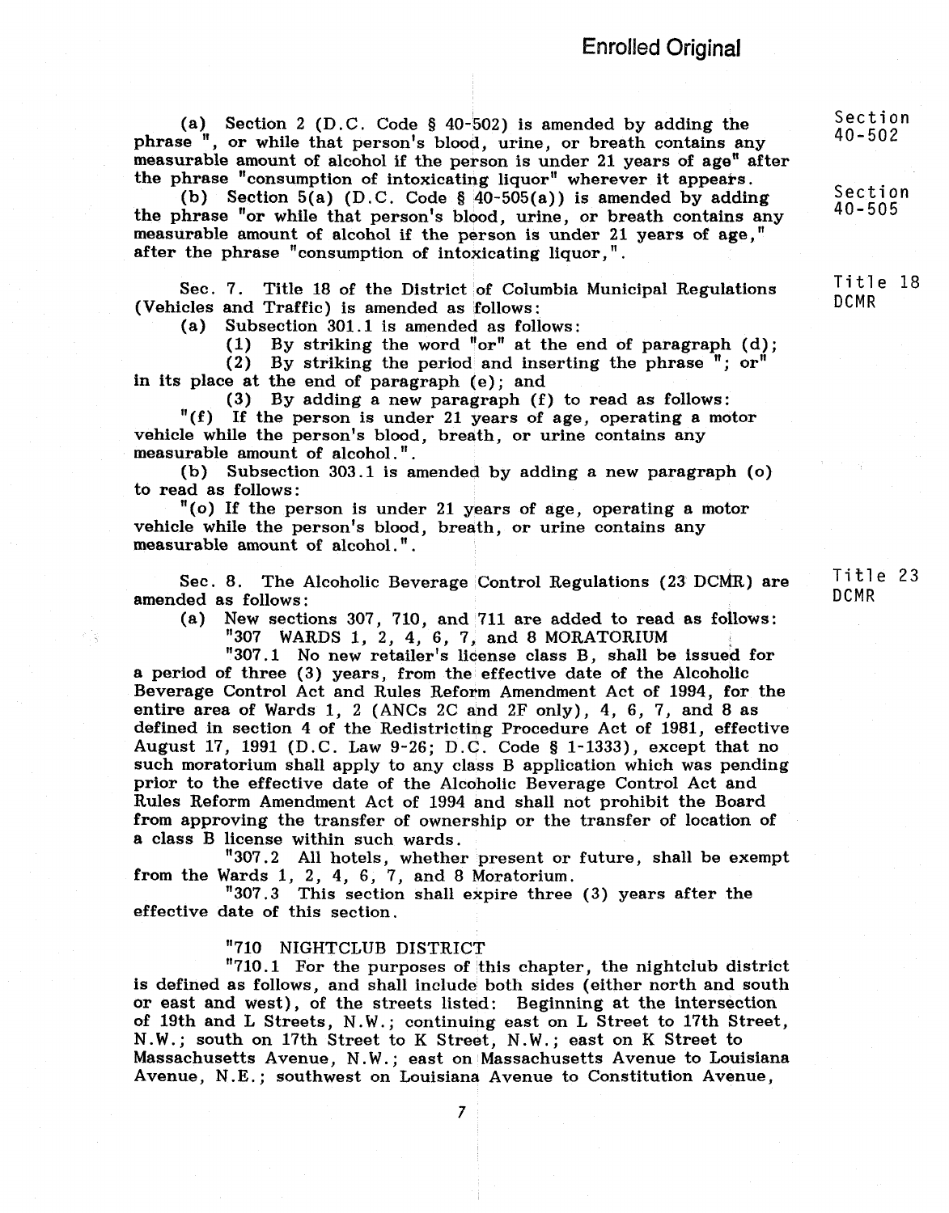**Enrolled Original**

(a) Section 2 (D.C. Code § 40-502) is amended by adding the phrase ", or while that person's blood, urine, or breath contains any measurable amount of alcohol if the person is under 21 years of age" after the phrase "consumption of intoxicating liquor" wherever it appears.

Section 40-502

(b) Section 5(a) (D.C. Code § 40-505(a)) is amended by adding the phrase "or while that person's blood, urine, or breath contains any measurable amount of alcohol if the person is under 21 years of age," after the phrase "consumption of intoxicating liquor,".

Section 40-505

Sec. 7. Title 18 of the District of Columbia Municipal Regulations (Vehicles and Traffic) is amended as follows:

Title 18 DCMR

(a) Subsection 301.1 is amended as follows:

(1) By striking the word "or" at the end of paragraph (d);

(2) By striking the period and inserting the phrase "; or" in its place at the end of paragraph (e); and

(3) By adding a new paragraph (f) to read as follows:

"(f) If the person is under 21 years of age, operating a motor vehicle while the person's blood, breath, or urine contains any measurable amount of alcohol.".

(b) Subsection 303.1 is amended by adding a new paragraph (o) to read as follows:

"(o) If the person is under 21 years of age, operating a motor vehicle while the person's blood, breath, or urine contains any measurable amount of alcohol.".

Sec. 8. The Alcoholic Beverage Control Regulations (23 DCMR) are amended as follows:

Title 23 DCMR

(a) New sections 307, 710, and 711 are added to read as follows:

"307 WARDS 1, 2, 4, 6, 7, and 8 MORATORIUM

"307.1 No new retailer's license class B, shall be issued for a period of three (3) years, from the effective date of the Alcoholic Beverage Control Act and Rules Reform Amendment Act of 1994, for the entire area of Wards 1, 2 (ANCs 2C and 2F only), 4, 6, 7, and 8 as defined in section 4 of the Redistricting Procedure Act of 1981, effective August 17, 1991 (D.C. Law 9-26; D.C. Code § 1-1333), except that no such moratorium shall apply to any class B application which was pending prior to the effective date of the Alcoholic Beverage Control Act and Rules Reform Amendment Act of 1994 and shall not prohibit the Board from approving the transfer of ownership or the transfer of location of a class B license within such wards.

"307.2 All hotels, whether present or future, shall be exempt from the Wards 1, 2, 4, 6, 7, and 8 Moratorium.

"307.3 This section shall expire three (3) years after the effective date of this section.

"710 NIGHTCLUB DISTRICT

"710.1 For the purposes of this chapter, the nightclub district is defined as follows, and shall include both sides (either north and south or east and west), of the streets listed: Beginning at the intersection of 19th and L Streets, N.W.; continuing east on L Street to 17th Street, N.W.; south on 17th Street to K Street, N.W.; east on K Street to Massachusetts Avenue, N.W.; east on Massachusetts Avenue to Louisiana Avenue, N.E.; southwest on Louisiana Avenue to Constitution Avenue,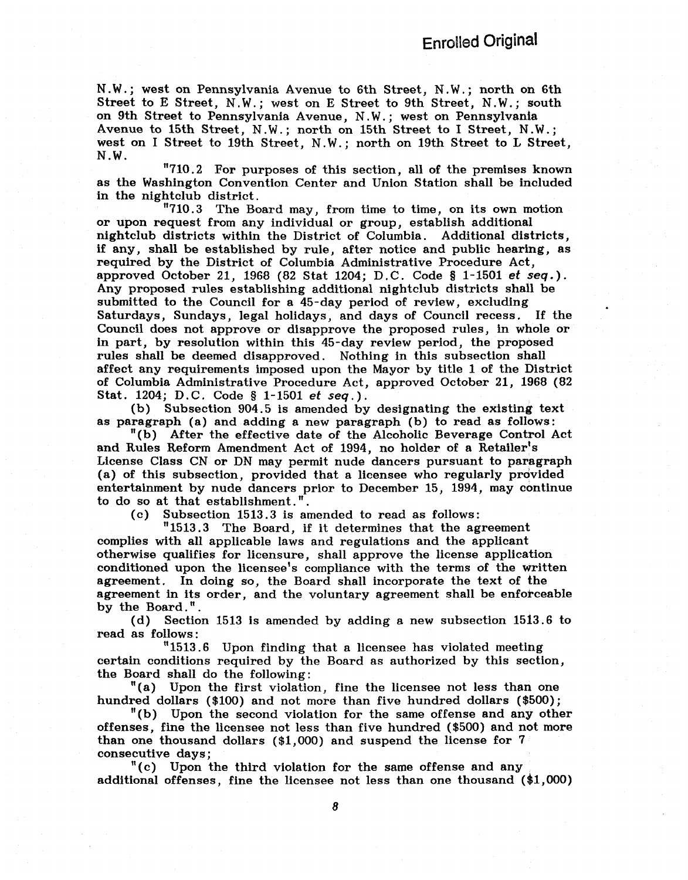N.W.; west on Pennsylvania Avenue to 6th Street, N.W.; north on 6th Street to E Street, N.W.; west on E Street to 9th Street, N.W.; south on 9th Street to Pennsylvania Avenue, N.W.; west on Pennsylvania Avenue to 15th Street, N.W.; north on 15th Street to I Street, N.W.; west on I Street to 19th Street, N.W.; north on 19th Street to L Street, N.W.

"710.2 For purposes of this section, all of the premises known as the Washington Convention Center and Union Station shall be included in the nightclub district.

"710.3 The Board may, from time to time, on its own motion or upon request from any individual or group, establish additional nightclub districts within the District of Columbia. Additional districts, if any, shall be established by rule, after notice and public hearing, as required by the District of Columbia Administrative Procedure Act, approved October 21, 1968 (82 Stat 1204; D.C. Code § 1-1501 *et seq.*). Any proposed rules establishing additional nightclub districts shall be submitted to the Council for a 45-day period of review, excluding Saturdays, Sundays, legal holidays, and days of Council recess. If the Council does not approve or disapprove the proposed rules, in whole or in part, by resolution within this 45-day review period, the proposed rules shall be deemed disapproved. Nothing in this subsection shall affect any requirements imposed upon the Mayor by title 1 of the District of Columbia Administrative Procedure Act, approved October 21, 1968 (82 Stat. 1204; D.C. Code § 1-1501 *et seq.*).

(b) Subsection 904.5 is amended by designating the existing text as paragraph (a) and adding a new paragraph (b) to read as follows:

"(b) After the effective date of the Alcoholic Beverage Control Act and Rules Reform Amendment Act of 1994, no holder of a Retailer's License Class CN or DN may permit nude dancers pursuant to paragraph (a) of this subsection, provided that a licensee who regularly provided entertainment by nude dancers prior to December 15, 1994, may continue to do so at that establishment.".

(c) Subsection 1513.3 is amended to read as follows:

"1513.3 The Board, if it determines that the agreement complies with all applicable laws and regulations and the applicant otherwise qualifies for licensure, shall approve the license application conditioned upon the licensee's compliance with the terms of the written agreement. In doing so, the Board shall incorporate the text of the agreement in its order, and the voluntary agreement shall be enforceable by the Board.".

(d) Section 1513 is amended by adding a new subsection 1513.6 to read as follows:

"1513.6 Upon finding that a licensee has violated meeting certain conditions required by the Board as authorized by this section, the Board shall do the following:

"(a) Upon the first violation, fine the licensee not less than one hundred dollars ($100) and not more than five hundred dollars ($500);

"(b) Upon the second violation for the same offense and any other offenses, fine the licensee not less than five hundred ($500) and not more than one thousand dollars ($1,000) and suspend the license for 7 consecutive days;

"(c) Upon the third violation for the same offense and any additional offenses, fine the licensee not less than one thousand ($1,000)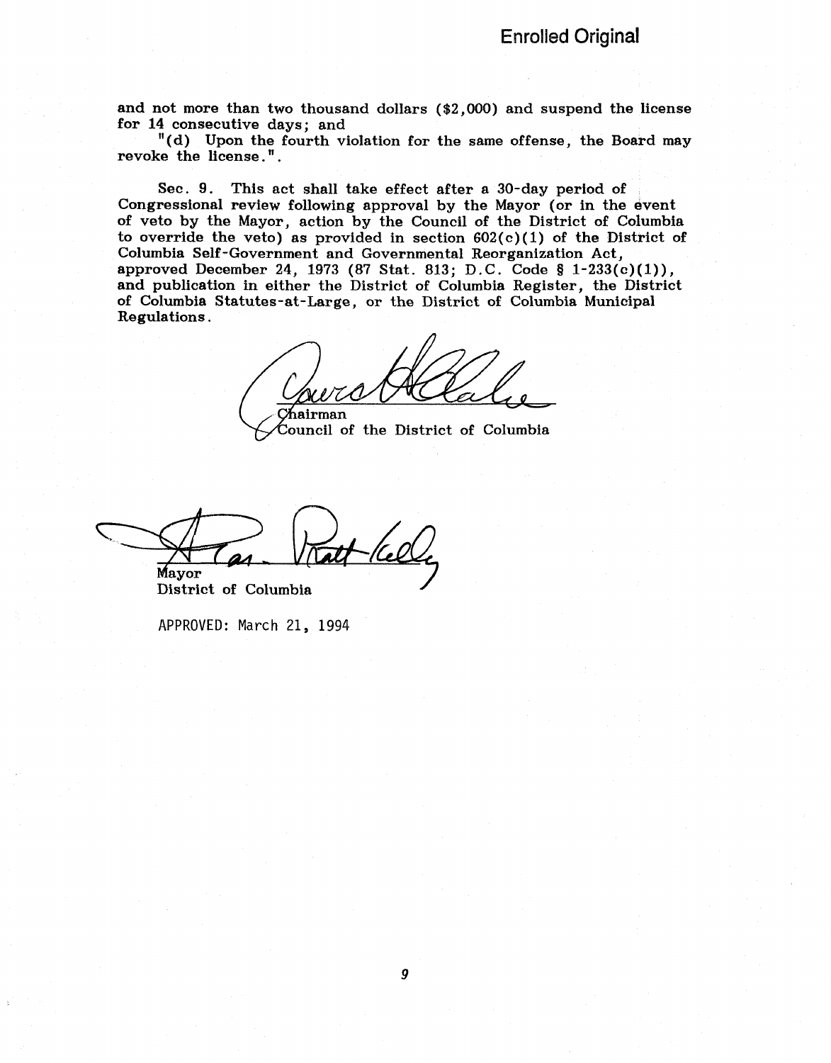Enrolled Original

and not more than two thousand dollars ($2,000) and suspend the license for 14 consecutive days; and

"(d) Upon the fourth violation for the same offense, the Board may revoke the license.".

Sec. 9. This act shall take effect after a 30-day period of Congressional review following approval by the Mayor (or in the event of veto by the Mayor, action by the Council of the District of Columbia to override the veto) as provided in section 602(c)(1) of the District of Columbia Self-Government and Governmental Reorganization Act, approved December 24, 1973 (87 Stat. 813; D.C. Code § 1-233(c)(1)), and publication in either the District of Columbia Register, the District of Columbia Statutes-at-Large, or the District of Columbia Municipal Regulations.

Chairman
Council of the District of Columbia

Mayor
District of Columbia

APPROVED: March 21, 1994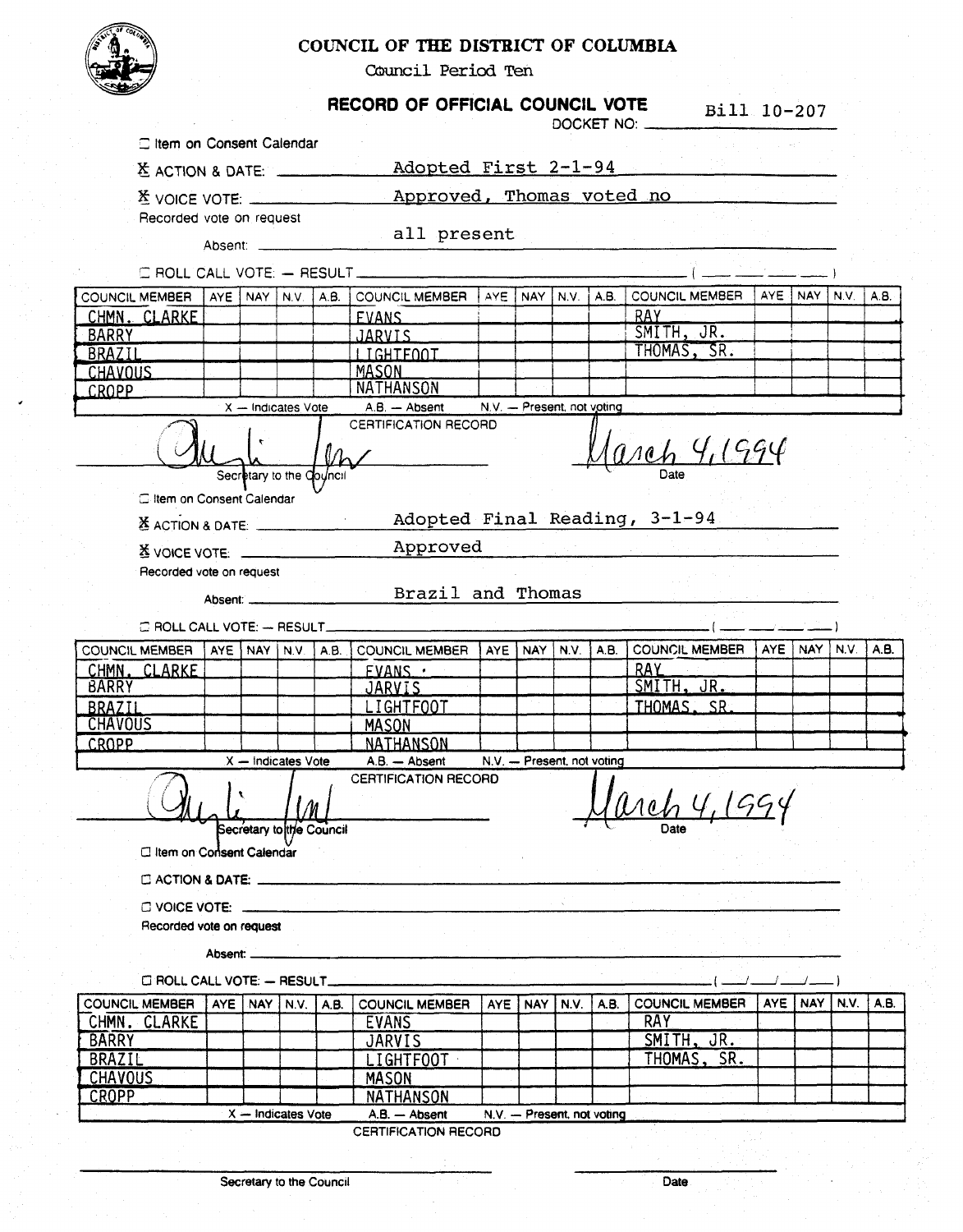# COUNCIL OF THE DISTRICT OF COLUMBIA

Council Period Ten

## RECORD OF OFFICIAL COUNCIL VOTE

DOCKET NO: Bill 10-207

☐ Item on Consent Calendar

☒ ACTION & DATE: Adopted First 2-1-94

☒ VOICE VOTE: Approved, Thomas voted no

Recorded vote on request

Absent: all present

☐ ROLL CALL VOTE: — RESULT ( — — — — )

| COUNCIL MEMBER | AYE | NAY | N.V. | A.B. | COUNCIL MEMBER | AYE | NAY | N.V. | A.B. | COUNCIL MEMBER | AYE | NAY | N.V. | A.B. |
|---|---|---|---|---|---|---|---|---|---|---|---|---|---|---|
| CHMN. CLARKE | | | | | EVANS | | | | | RAY | | | | |
| BARRY | | | | | JARVIS | | | | | SMITH, JR. | | | | |
| BRAZIL | | | | | LIGHTFOOT | | | | | THOMAS, SR. | | | | |
| CHAVOUS | | | | | MASON | | | | | | | | | |
| CROPP | | | | | NATHANSON | | | | | | | | | |

X — Indicates Vote A.B. — Absent N.V. — Present, not voting

CERTIFICATION RECORD

[Signature] Secretary to the Council

March 4, 1994 Date

☐ Item on Consent Calendar

☒ ACTION & DATE: Adopted Final Reading, 3-1-94

☒ VOICE VOTE: Approved

Recorded vote on request

Absent: Brazil and Thomas

☐ ROLL CALL VOTE: — RESULT ( — — — — )

| COUNCIL MEMBER | AYE | NAY | N.V. | A.B. | COUNCIL MEMBER | AYE | NAY | N.V. | A.B. | COUNCIL MEMBER | AYE | NAY | N.V. | A.B. |
|---|---|---|---|---|---|---|---|---|---|---|---|---|---|---|
| CHMN. CLARKE | | | | | EVANS | | | | | RAY | | | | |
| BARRY | | | | | JARVIS | | | | | SMITH, JR. | | | | |
| BRAZIL | | | | | LIGHTFOOT | | | | | THOMAS, SR. | | | | |
| CHAVOUS | | | | | MASON | | | | | | | | | |
| CROPP | | | | | NATHANSON | | | | | | | | | |

X — Indicates Vote A.B. — Absent N.V. — Present, not voting

CERTIFICATION RECORD

[Signature] Secretary to the Council

March 4, 1994 Date

☐ Item on Consent Calendar

☐ ACTION & DATE:

☐ VOICE VOTE:

Recorded vote on request

Absent:

☐ ROLL CALL VOTE: — RESULT ( / / / )

| COUNCIL MEMBER | AYE | NAY | N.V. | A.B. | COUNCIL MEMBER | AYE | NAY | N.V. | A.B. | COUNCIL MEMBER | AYE | NAY | N.V. | A.B. |
|---|---|---|---|---|---|---|---|---|---|---|---|---|---|---|
| CHMN. CLARKE | | | | | EVANS | | | | | RAY | | | | |
| BARRY | | | | | JARVIS | | | | | SMITH, JR. | | | | |
| BRAZIL | | | | | LIGHTFOOT | | | | | THOMAS, SR. | | | | |
| CHAVOUS | | | | | MASON | | | | | | | | | |
| CROPP | | | | | NATHANSON | | | | | | | | | |

X — Indicates Vote A.B. — Absent N.V. — Present, not voting

CERTIFICATION RECORD

Secretary to the Council

Date